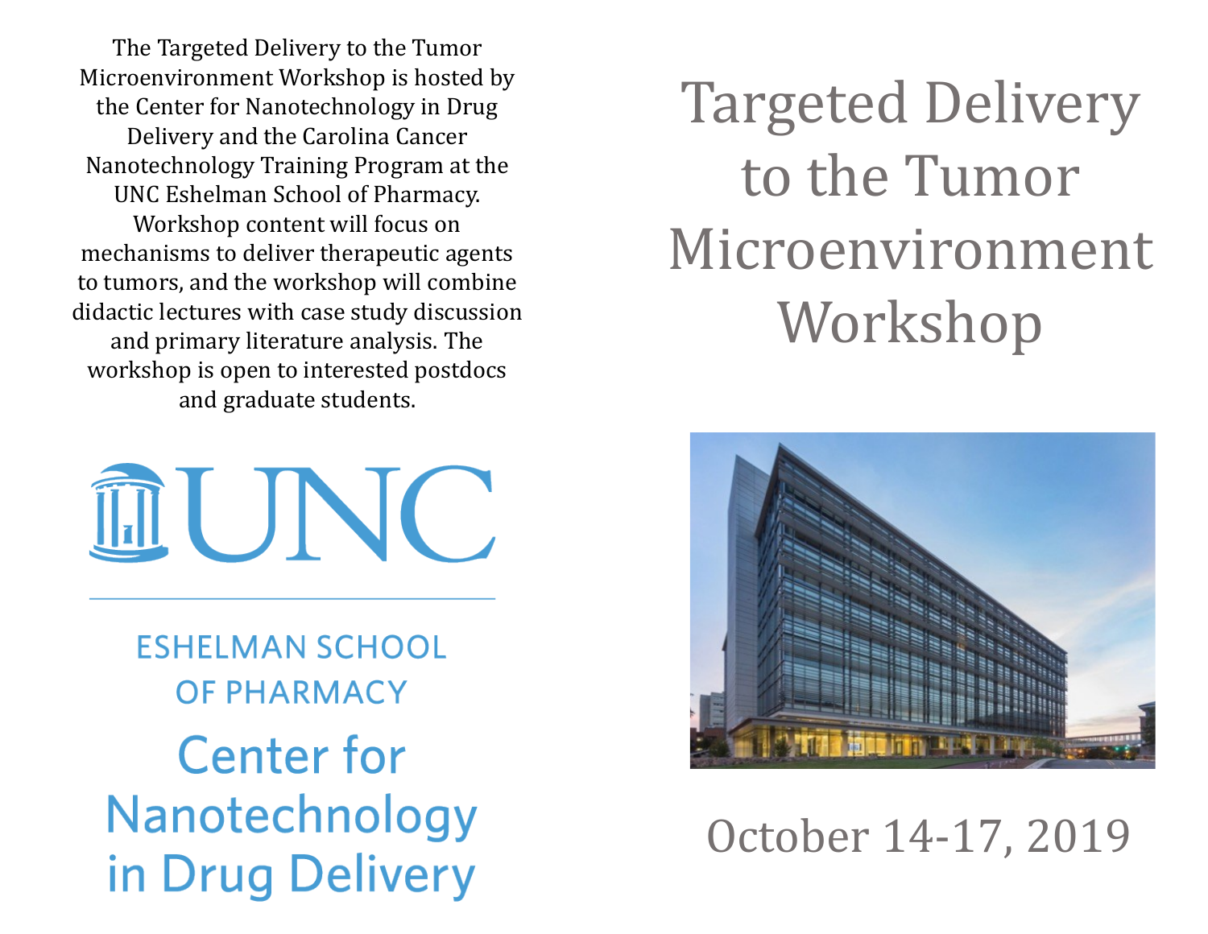# Targeted Delivery to the Tumor Microenvironment Workshop

October 14-17, 2019

The Targeted Delivery to the Tumor Microenvironment Workshop is hosted by the Center for Nanotechnology in Drug Delivery and the Carolina Cancer Nanotechnology Training Program at the UNC Eshelman School of Pharmacy. Workshop content will focus on mechanisms to deliver therapeutic agents to tumors, and the workshop will combine didactic lectures with case study discussion and primary literature analysis. The workshop is open to interested postdocs and graduate students.

UNC

ESHELMAN SCHOOL OF PHARMACY

Center for Nanotechnology in Drug Delivery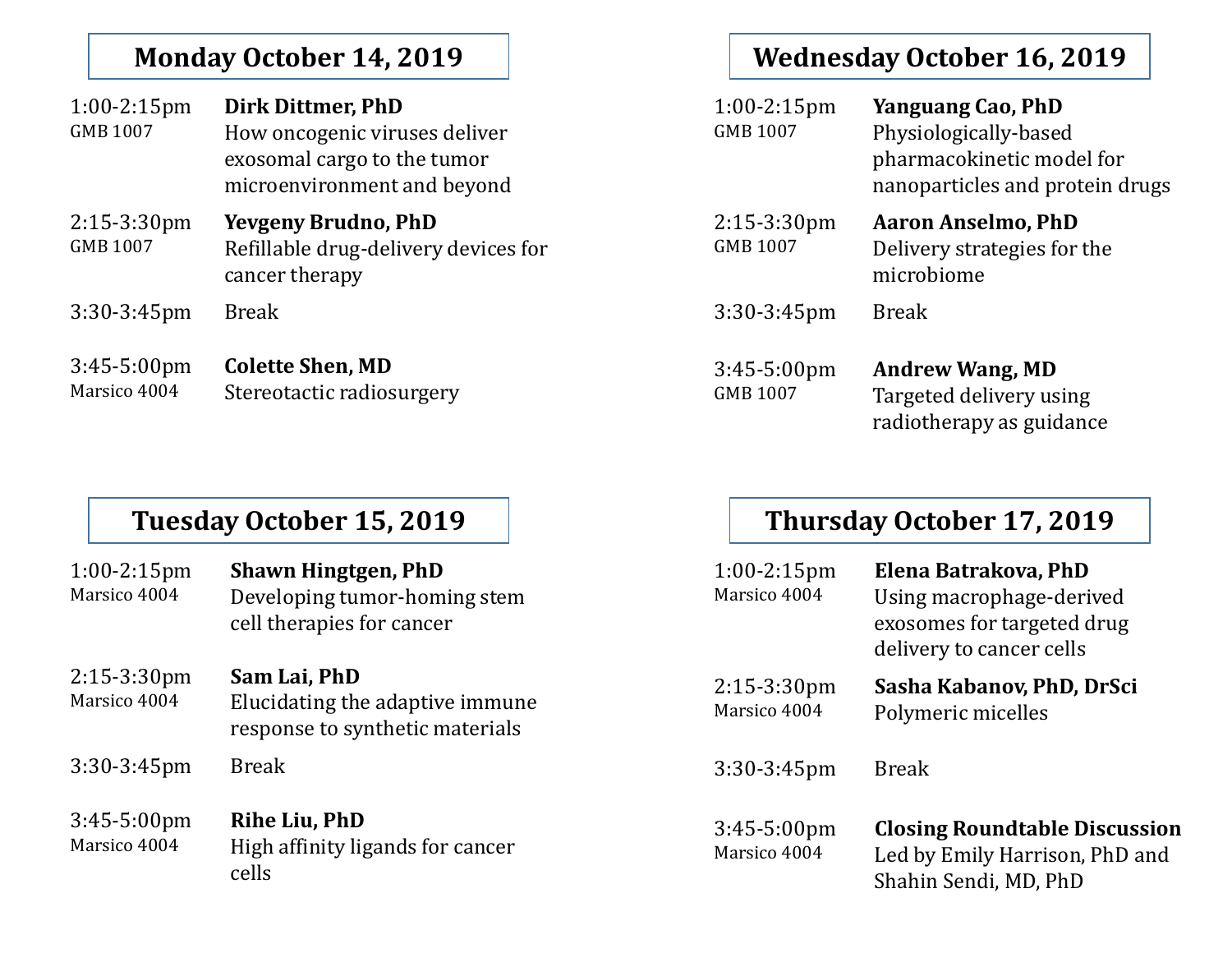## Monday October 14, 2019

1:00-2:15pm
GMB 1007
**Dirk Dittmer, PhD**
How oncogenic viruses deliver exosomal cargo to the tumor microenvironment and beyond

2:15-3:30pm
GMB 1007
**Yevgeny Brudno, PhD**
Refillable drug-delivery devices for cancer therapy

3:30-3:45pm
Break

3:45-5:00pm
Marsico 4004
**Colette Shen, MD**
Stereotactic radiosurgery

## Tuesday October 15, 2019

1:00-2:15pm
Marsico 4004
**Shawn Hingtgen, PhD**
Developing tumor-homing stem cell therapies for cancer

2:15-3:30pm
Marsico 4004
**Sam Lai, PhD**
Elucidating the adaptive immune response to synthetic materials

3:30-3:45pm
Break

3:45-5:00pm
Marsico 4004
**Rihe Liu, PhD**
High affinity ligands for cancer cells

## Wednesday October 16, 2019

1:00-2:15pm
GMB 1007
**Yanguang Cao, PhD**
Physiologically-based pharmacokinetic model for nanoparticles and protein drugs

2:15-3:30pm
GMB 1007
**Aaron Anselmo, PhD**
Delivery strategies for the microbiome

3:30-3:45pm
Break

3:45-5:00pm
GMB 1007
**Andrew Wang, MD**
Targeted delivery using radiotherapy as guidance

## Thursday October 17, 2019

1:00-2:15pm
Marsico 4004
**Elena Batrakova, PhD**
Using macrophage-derived exosomes for targeted drug delivery to cancer cells

2:15-3:30pm
Marsico 4004
**Sasha Kabanov, PhD, DrSci**
Polymeric micelles

3:30-3:45pm
Break

3:45-5:00pm
Marsico 4004
**Closing Roundtable Discussion**
Led by Emily Harrison, PhD and Shahin Sendi, MD, PhD